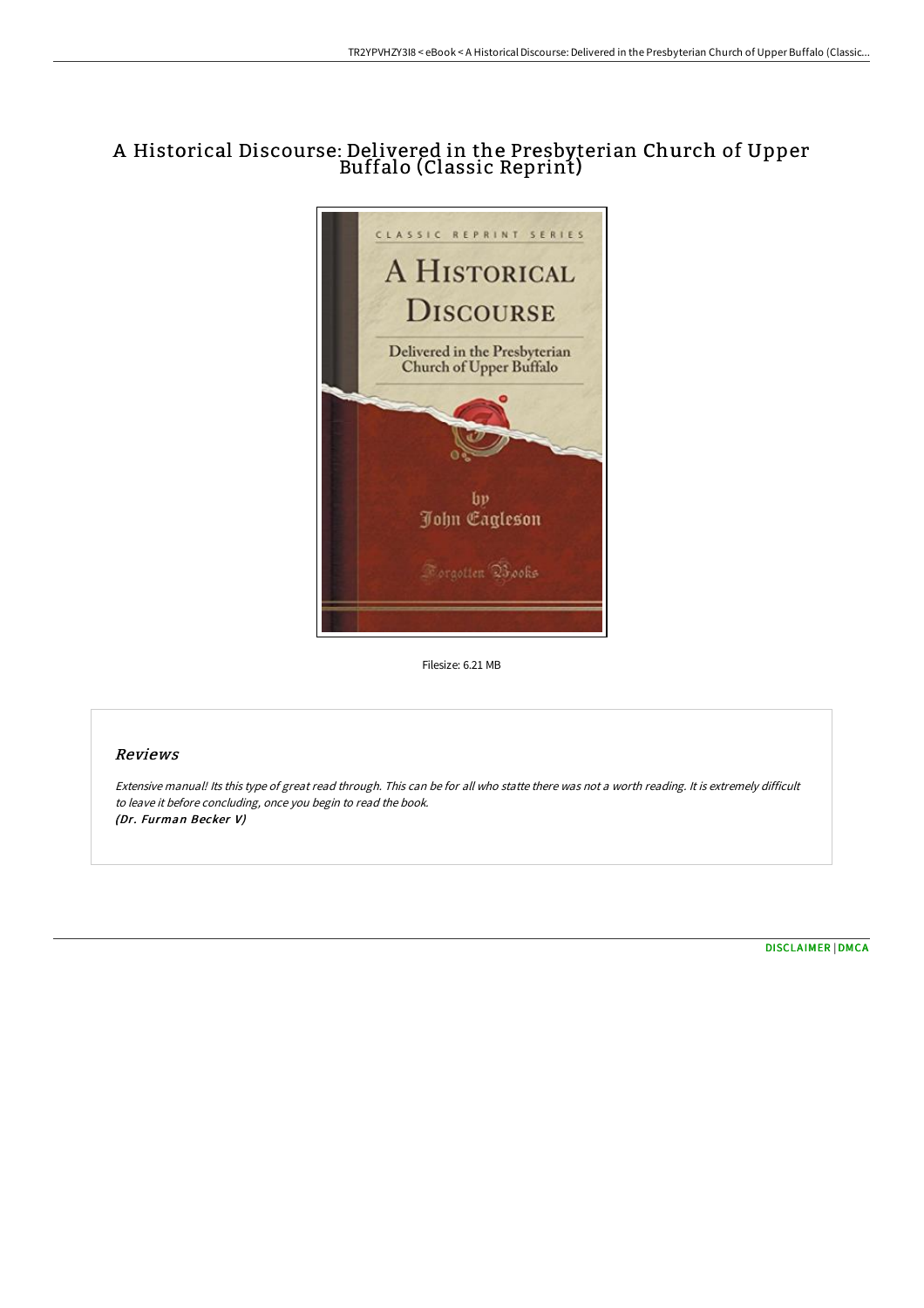# A Historical Discourse: Delivered in the Presbyterian Church of Upper Buffalo (Classic Reprint)

Filesize: 6.21 MB

## Reviews

*Extensive manual! Its this type of great read through. This can be for all who statte there was not a worth reading. It is extremely difficult to leave it before concluding, once you begin to read the book.*
*(Dr. Furman Becker V)*

DISCLAIMER | DMCA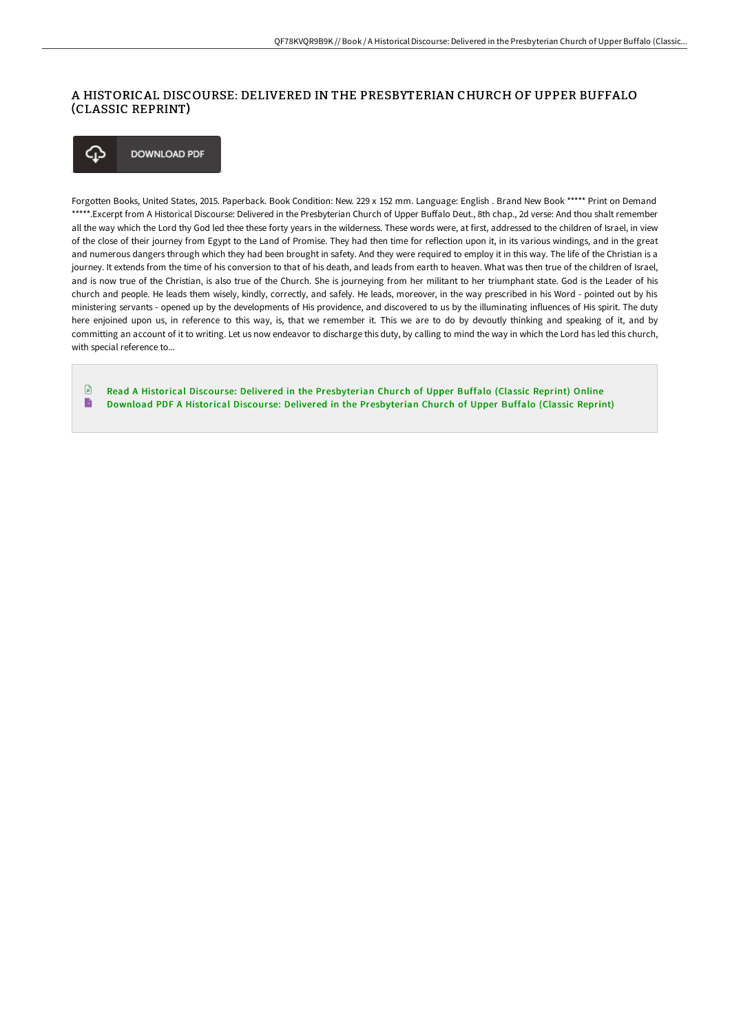# A HISTORICAL DISCOURSE: DELIVERED IN THE PRESBYTERIAN CHURCH OF UPPER BUFFALO (CLASSIC REPRINT)

DOWNLOAD PDF

Forgotten Books, United States, 2015. Paperback. Book Condition: New. 229 x 152 mm. Language: English . Brand New Book ***** Print on Demand *****.Excerpt from A Historical Discourse: Delivered in the Presbyterian Church of Upper Buffalo Deut., 8th chap., 2d verse: And thou shalt remember all the way which the Lord thy God led thee these forty years in the wilderness. These words were, at first, addressed to the children of Israel, in view of the close of their journey from Egypt to the Land of Promise. They had then time for reflection upon it, in its various windings, and in the great and numerous dangers through which they had been brought in safety. And they were required to employ it in this way. The life of the Christian is a journey. It extends from the time of his conversion to that of his death, and leads from earth to heaven. What was then true of the children of Israel, and is now true of the Christian, is also true of the Church. She is journeying from her militant to her triumphant state. God is the Leader of his church and people. He leads them wisely, kindly, correctly, and safely. He leads, moreover, in the way prescribed in his Word - pointed out by his ministering servants - opened up by the developments of His providence, and discovered to us by the illuminating influences of His spirit. The duty here enjoined upon us, in reference to this way, is, that we remember it. This we are to do by devoutly thinking and speaking of it, and by committing an account of it to writing. Let us now endeavor to discharge this duty, by calling to mind the way in which the Lord has led this church, with special reference to...

- Read A Historical Discourse: Delivered in the Presbyterian Church of Upper Buffalo (Classic Reprint) Online
- Download PDF A Historical Discourse: Delivered in the Presbyterian Church of Upper Buffalo (Classic Reprint)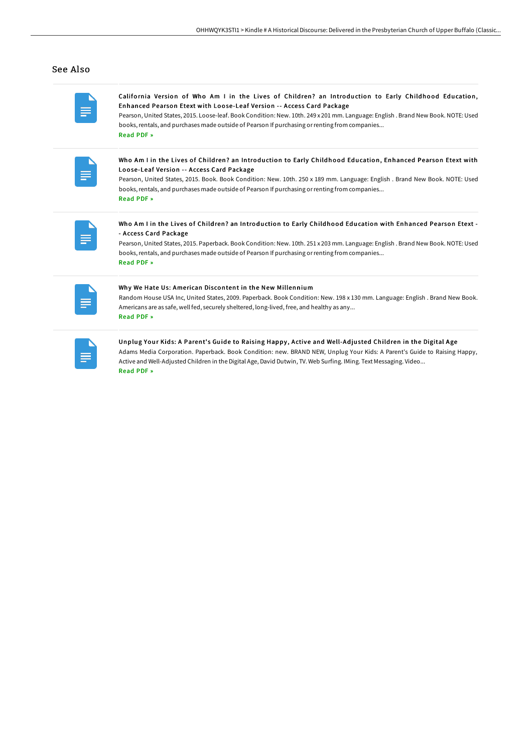## See Also

**California Version of Who Am I in the Lives of Children? an Introduction to Early Childhood Education, Enhanced Pearson Etext with Loose-Leaf Version -- Access Card Package**

Pearson, United States, 2015. Loose-leaf. Book Condition: New. 10th. 249 x 201 mm. Language: English . Brand New Book. NOTE: Used books, rentals, and purchases made outside of Pearson If purchasing or renting from companies...

Read PDF »

**Who Am I in the Lives of Children? an Introduction to Early Childhood Education, Enhanced Pearson Etext with Loose-Leaf Version -- Access Card Package**

Pearson, United States, 2015. Book. Book Condition: New. 10th. 250 x 189 mm. Language: English . Brand New Book. NOTE: Used books, rentals, and purchases made outside of Pearson If purchasing or renting from companies...

Read PDF »

**Who Am I in the Lives of Children? an Introduction to Early Childhood Education with Enhanced Pearson Etext -- Access Card Package**

Pearson, United States, 2015. Paperback. Book Condition: New. 10th. 251 x 203 mm. Language: English . Brand New Book. NOTE: Used books, rentals, and purchases made outside of Pearson If purchasing or renting from companies...

Read PDF »

**Why We Hate Us: American Discontent in the New Millennium**

Random House USA Inc, United States, 2009. Paperback. Book Condition: New. 198 x 130 mm. Language: English . Brand New Book. Americans are as safe, well fed, securely sheltered, long-lived, free, and healthy as any...

Read PDF »

**Unplug Your Kids: A Parent's Guide to Raising Happy, Active and Well-Adjusted Children in the Digital Age**

Adams Media Corporation. Paperback. Book Condition: new. BRAND NEW, Unplug Your Kids: A Parent's Guide to Raising Happy, Active and Well-Adjusted Children in the Digital Age, David Dutwin, TV. Web Surfing. IMing. Text Messaging. Video...

Read PDF »